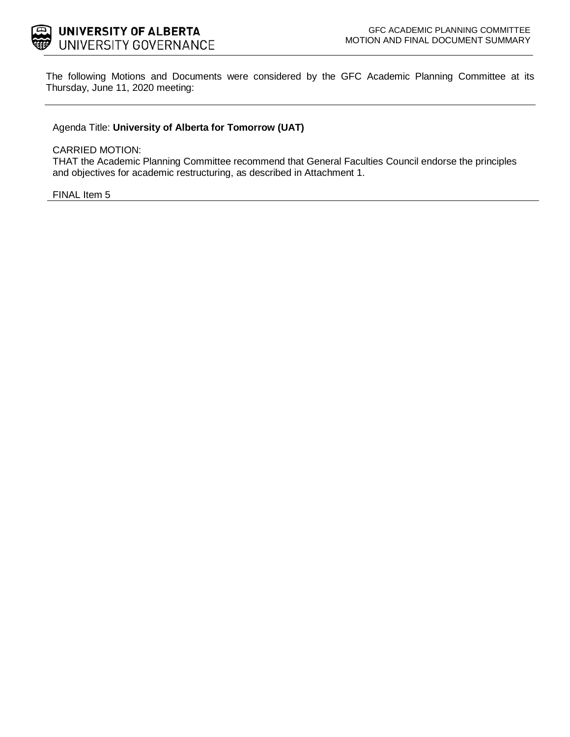**UNIVERSITY OF ALBERTA**
UNIVERSITY GOVERNANCE

GFC ACADEMIC PLANNING COMMITTEE
MOTION AND FINAL DOCUMENT SUMMARY

The following Motions and Documents were considered by the GFC Academic Planning Committee at its Thursday, June 11, 2020 meeting:

---

Agenda Title: **University of Alberta for Tomorrow (UAT)**

CARRIED MOTION:
THAT the Academic Planning Committee recommend that General Faculties Council endorse the principles and objectives for academic restructuring, as described in Attachment 1.

FINAL Item 5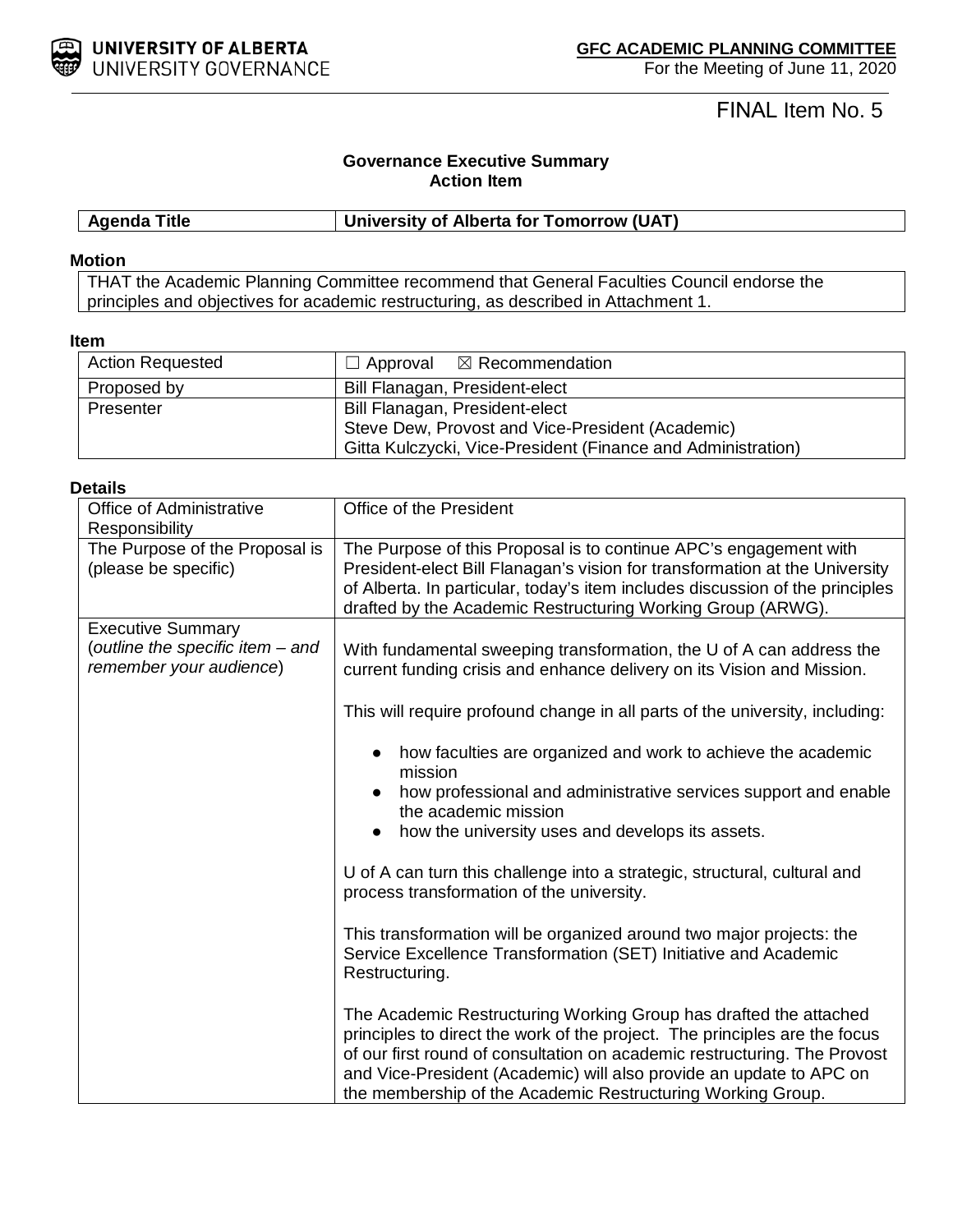FINAL Item No. 5

**Governance Executive Summary**
**Action Item**

| **Agenda Title** | **University of Alberta for Tomorrow (UAT)** |
|---|---|

**Motion**

THAT the Academic Planning Committee recommend that General Faculties Council endorse the principles and objectives for academic restructuring, as described in Attachment 1.

**Item**

| Action Requested | ☐ Approval ☒ Recommendation |
|---|---|
| Proposed by | Bill Flanagan, President-elect |
| Presenter | Bill Flanagan, President-elect<br>Steve Dew, Provost and Vice-President (Academic)<br>Gitta Kulczycki, Vice-President (Finance and Administration) |

**Details**

| Office of Administrative Responsibility | Office of the President |
|---|---|
| The Purpose of the Proposal is (please be specific) | The Purpose of this Proposal is to continue APC's engagement with President-elect Bill Flanagan's vision for transformation at the University of Alberta. In particular, today's item includes discussion of the principles drafted by the Academic Restructuring Working Group (ARWG). |
| Executive Summary (*outline the specific item – and remember your audience*) | With fundamental sweeping transformation, the U of A can address the current funding crisis and enhance delivery on its Vision and Mission.<br><br>This will require profound change in all parts of the university, including:<br><br>● how faculties are organized and work to achieve the academic mission<br>● how professional and administrative services support and enable the academic mission<br>● how the university uses and develops its assets.<br><br>U of A can turn this challenge into a strategic, structural, cultural and process transformation of the university.<br><br>This transformation will be organized around two major projects: the Service Excellence Transformation (SET) Initiative and Academic Restructuring.<br><br>The Academic Restructuring Working Group has drafted the attached principles to direct the work of the project. The principles are the focus of our first round of consultation on academic restructuring. The Provost and Vice-President (Academic) will also provide an update to APC on the membership of the Academic Restructuring Working Group. |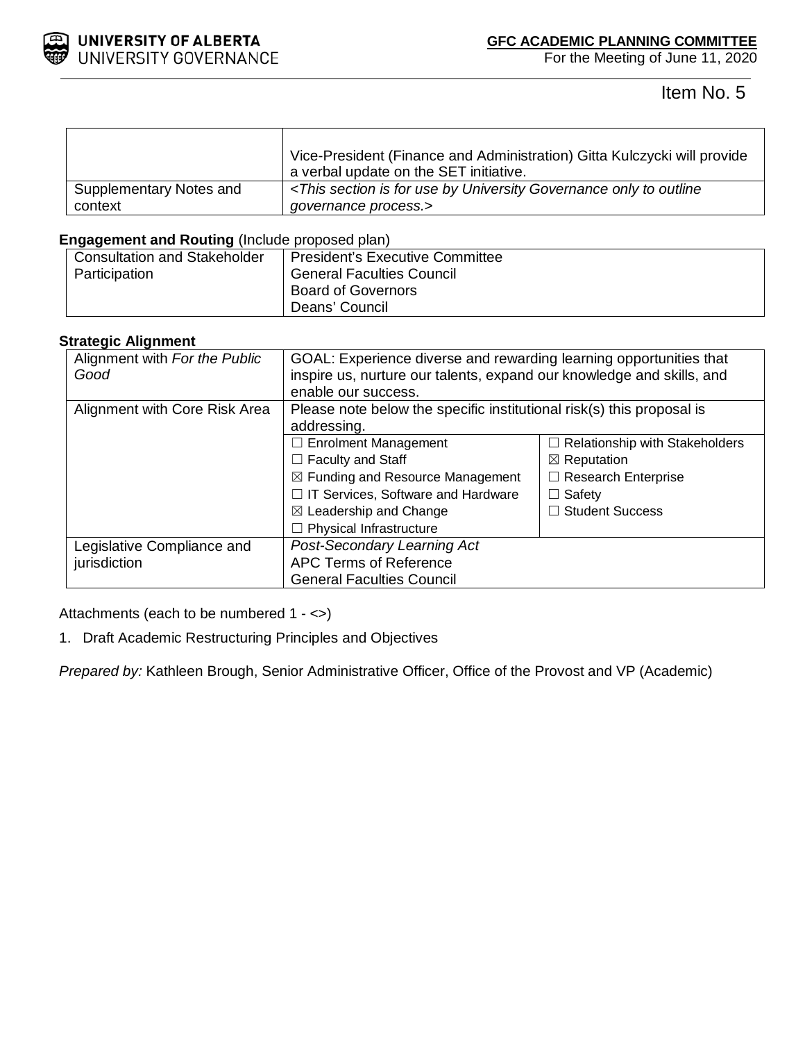Item No. 5

| | |
|---|---|
| | Vice-President (Finance and Administration) Gitta Kulczycki will provide a verbal update on the SET initiative. |
| Supplementary Notes and context | *<This section is for use by University Governance only to outline governance process.>* |

**Engagement and Routing** (Include proposed plan)

| | |
|---|---|
| Consultation and Stakeholder Participation | President's Executive Committee<br>General Faculties Council<br>Board of Governors<br>Deans' Council |

**Strategic Alignment**

| | | |
|---|---|---|
| Alignment with *For the Public Good* | GOAL: Experience diverse and rewarding learning opportunities that inspire us, nurture our talents, expand our knowledge and skills, and enable our success. | |
| Alignment with Core Risk Area | Please note below the specific institutional risk(s) this proposal is addressing. | |
| | ☐ Enrolment Management<br>☐ Faculty and Staff<br>☒ Funding and Resource Management<br>☐ IT Services, Software and Hardware<br>☒ Leadership and Change<br>☐ Physical Infrastructure | ☐ Relationship with Stakeholders<br>☒ Reputation<br>☐ Research Enterprise<br>☐ Safety<br>☐ Student Success |
| Legislative Compliance and jurisdiction | *Post-Secondary Learning Act*<br>APC Terms of Reference<br>General Faculties Council | |

Attachments (each to be numbered 1 - <>)

1. Draft Academic Restructuring Principles and Objectives

*Prepared by:* Kathleen Brough, Senior Administrative Officer, Office of the Provost and VP (Academic)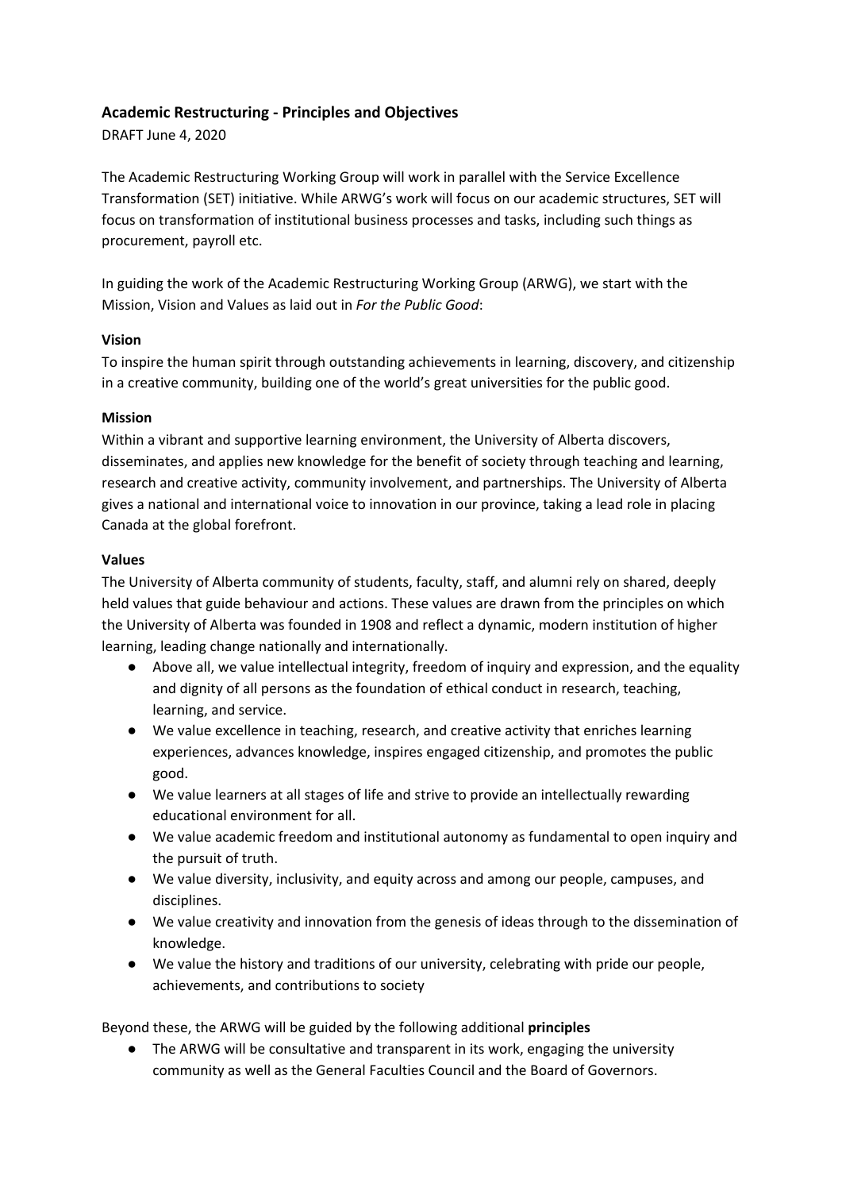## Academic Restructuring - Principles and Objectives

DRAFT June 4, 2020

The Academic Restructuring Working Group will work in parallel with the Service Excellence Transformation (SET) initiative. While ARWG's work will focus on our academic structures, SET will focus on transformation of institutional business processes and tasks, including such things as procurement, payroll etc.

In guiding the work of the Academic Restructuring Working Group (ARWG), we start with the Mission, Vision and Values as laid out in *For the Public Good*:

**Vision**

To inspire the human spirit through outstanding achievements in learning, discovery, and citizenship in a creative community, building one of the world's great universities for the public good.

**Mission**

Within a vibrant and supportive learning environment, the University of Alberta discovers, disseminates, and applies new knowledge for the benefit of society through teaching and learning, research and creative activity, community involvement, and partnerships. The University of Alberta gives a national and international voice to innovation in our province, taking a lead role in placing Canada at the global forefront.

**Values**

The University of Alberta community of students, faculty, staff, and alumni rely on shared, deeply held values that guide behaviour and actions. These values are drawn from the principles on which the University of Alberta was founded in 1908 and reflect a dynamic, modern institution of higher learning, leading change nationally and internationally.

- Above all, we value intellectual integrity, freedom of inquiry and expression, and the equality and dignity of all persons as the foundation of ethical conduct in research, teaching, learning, and service.
- We value excellence in teaching, research, and creative activity that enriches learning experiences, advances knowledge, inspires engaged citizenship, and promotes the public good.
- We value learners at all stages of life and strive to provide an intellectually rewarding educational environment for all.
- We value academic freedom and institutional autonomy as fundamental to open inquiry and the pursuit of truth.
- We value diversity, inclusivity, and equity across and among our people, campuses, and disciplines.
- We value creativity and innovation from the genesis of ideas through to the dissemination of knowledge.
- We value the history and traditions of our university, celebrating with pride our people, achievements, and contributions to society

Beyond these, the ARWG will be guided by the following additional **principles**

- The ARWG will be consultative and transparent in its work, engaging the university community as well as the General Faculties Council and the Board of Governors.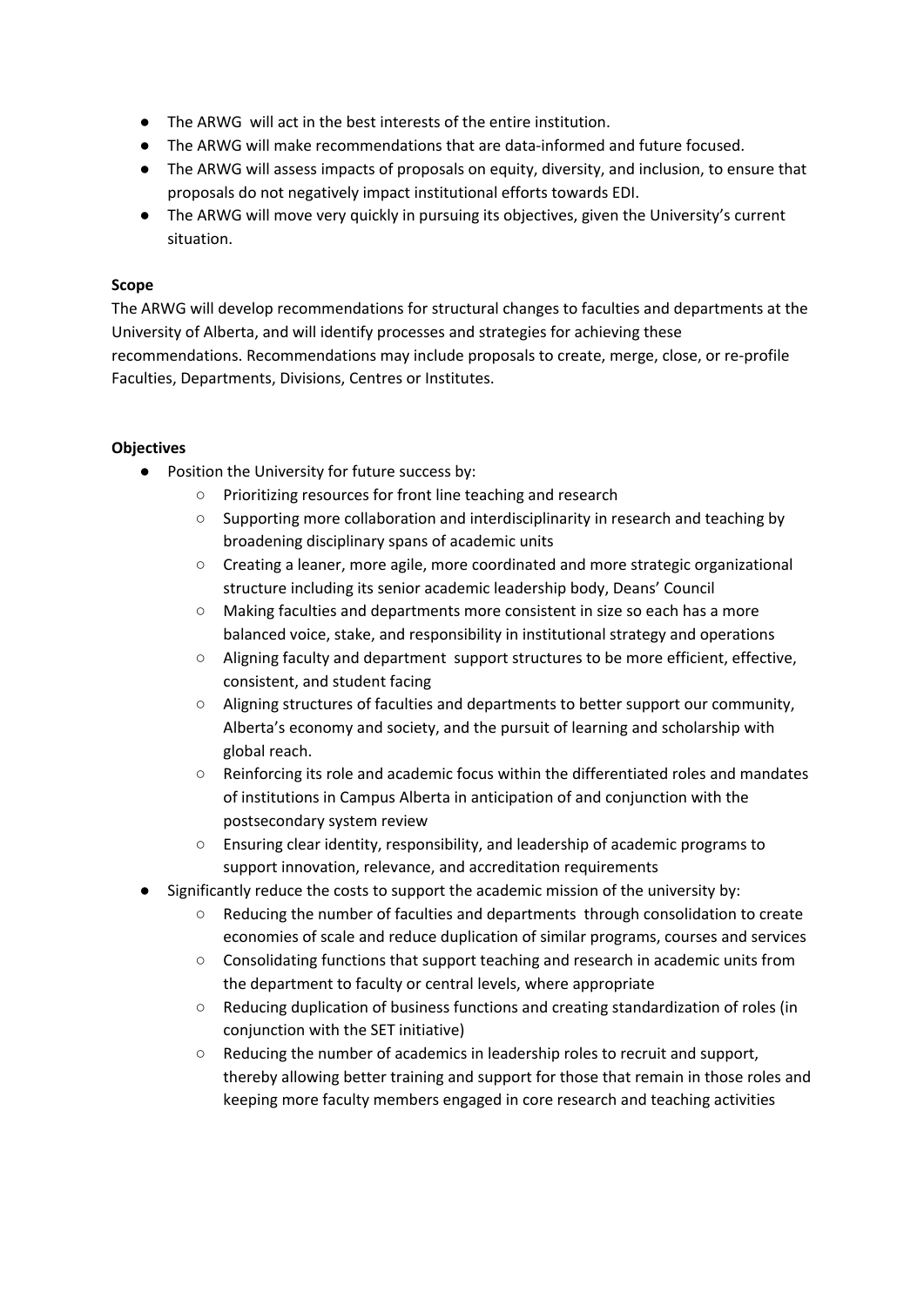- The ARWG will act in the best interests of the entire institution.
- The ARWG will make recommendations that are data-informed and future focused.
- The ARWG will assess impacts of proposals on equity, diversity, and inclusion, to ensure that proposals do not negatively impact institutional efforts towards EDI.
- The ARWG will move very quickly in pursuing its objectives, given the University's current situation.

**Scope**

The ARWG will develop recommendations for structural changes to faculties and departments at the University of Alberta, and will identify processes and strategies for achieving these recommendations. Recommendations may include proposals to create, merge, close, or re-profile Faculties, Departments, Divisions, Centres or Institutes.

**Objectives**

- Position the University for future success by:
  - Prioritizing resources for front line teaching and research
  - Supporting more collaboration and interdisciplinarity in research and teaching by broadening disciplinary spans of academic units
  - Creating a leaner, more agile, more coordinated and more strategic organizational structure including its senior academic leadership body, Deans' Council
  - Making faculties and departments more consistent in size so each has a more balanced voice, stake, and responsibility in institutional strategy and operations
  - Aligning faculty and department support structures to be more efficient, effective, consistent, and student facing
  - Aligning structures of faculties and departments to better support our community, Alberta's economy and society, and the pursuit of learning and scholarship with global reach.
  - Reinforcing its role and academic focus within the differentiated roles and mandates of institutions in Campus Alberta in anticipation of and conjunction with the postsecondary system review
  - Ensuring clear identity, responsibility, and leadership of academic programs to support innovation, relevance, and accreditation requirements
- Significantly reduce the costs to support the academic mission of the university by:
  - Reducing the number of faculties and departments through consolidation to create economies of scale and reduce duplication of similar programs, courses and services
  - Consolidating functions that support teaching and research in academic units from the department to faculty or central levels, where appropriate
  - Reducing duplication of business functions and creating standardization of roles (in conjunction with the SET initiative)
  - Reducing the number of academics in leadership roles to recruit and support, thereby allowing better training and support for those that remain in those roles and keeping more faculty members engaged in core research and teaching activities